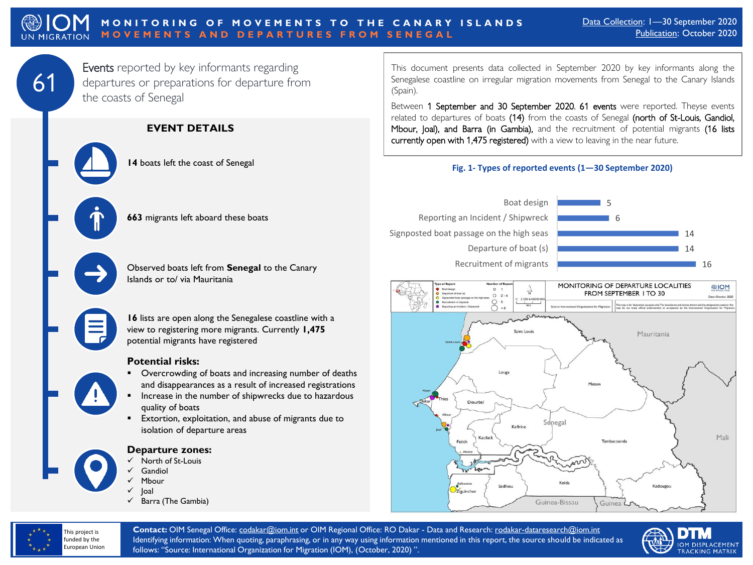# MONITORING OF MOVEMENTS TO THE CANARY ISLANDS
## MOVEMENTS AND DEPARTURES FROM SENEGAL

Data Collection: 1—30 September 2020
Publication: October 2020

**61** Events reported by key informants regarding departures or preparations for departure from the coasts of Senegal

This document presents data collected in September 2020 by key informants along the Senegalese coastline on irregular migration movements from Senegal to the Canary Islands (Spain).

Between 1 September and 30 September 2020, 61 events were reported. Theyse events related to departures of boats (14) from the coasts of Senegal (north of St-Louis, Gandiol, Mbour, Joal), and Barra (in Gambia), and the recruitment of potential migrants (16 lists currently open with 1,475 registered) with a view to leaving in the near future.

### EVENT DETAILS

**14** boats left the coast of Senegal

**663** migrants left aboard these boats

Observed boats left from **Senegal** to the Canary Islands or to/ via Mauritania

**16** lists are open along the Senegalese coastline with a view to registering more migrants. Currently **1,475** potential migrants have registered

### Potential risks:

- Overcrowding of boats and increasing number of deaths and disappearances as a result of increased registrations
- Increase in the number of shipwrecks due to hazardous quality of boats
- Extortion, exploitation, and abuse of migrants due to isolation of departure areas

### Departure zones:

- ✓ North of St-Louis
- ✓ Gandiol
- ✓ Mbour
- ✓ Joal
- ✓ Barra (The Gambia)

**Fig. 1- Types of reported events (1—30 September 2020)**

| Type of event | Number |
|---|---|
| Boat design | 5 |
| Reporting an Incident / Shipwreck | 6 |
| Signposted boat passage on the high seas | 14 |
| Departure of boat (s) | 14 |
| Recruitment of migrants | 16 |

MONITORING OF DEPARTURE LOCALITIES FROM SEPTEMBER 1 TO 30

This project is funded by the European Union

**Contact:** OIM Senegal Office: codakar@iom.int or OIM Regional Office: RO Dakar - Data and Research: rodakar-dataresearch@iom.int
Identifying information: When quoting, paraphrasing, or in any way using information mentioned in this report, the source should be indicated as follows: "Source: International Organization for Migration (IOM), (October, 2020)".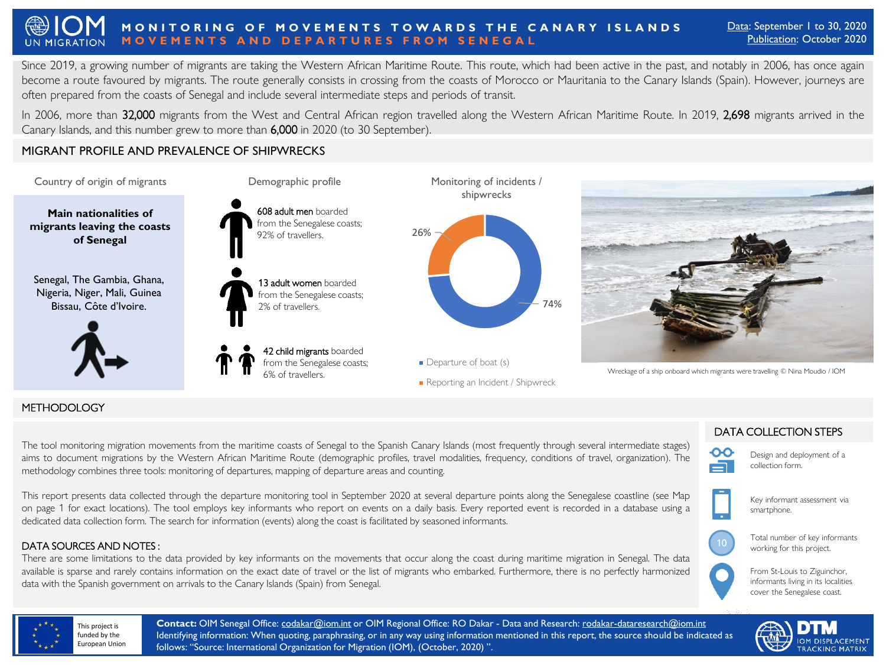# MONITORING OF MOVEMENTS TOWARDS THE CANARY ISLANDS

## MOVEMENTS AND DEPARTURES FROM SENEGAL

Data: September 1 to 30, 2020
Publication: October 2020

Since 2019, a growing number of migrants are taking the Western African Maritime Route. This route, which had been active in the past, and notably in 2006, has once again become a route favoured by migrants. The route generally consists in crossing from the coasts of Morocco or Mauritania to the Canary Islands (Spain). However, journeys are often prepared from the coasts of Senegal and include several intermediate steps and periods of transit.

In 2006, more than **32,000** migrants from the West and Central African region travelled along the Western African Maritime Route. In 2019, **2,698** migrants arrived in the Canary Islands, and this number grew to more than **6,000** in 2020 (to 30 September).

## MIGRANT PROFILE AND PREVALENCE OF SHIPWRECKS

### Country of origin of migrants

**Main nationalities of migrants leaving the coasts of Senegal**

Senegal, The Gambia, Ghana, Nigeria, Niger, Mali, Guinea Bissau, Côte d'Ivoire.

### Demographic profile

**608 adult men** boarded from the Senegalese coasts; 92% of travellers.

**13 adult women** boarded from the Senegalese coasts; 2% of travellers.

**42 child migrants** boarded from the Senegalese coasts; 6% of travellers.

### Monitoring of incidents / shipwrecks

26%
74%

Departure of boat (s)
Reporting an Incident / Shipwreck

Wreckage of a ship onboard which migrants were travelling © Nina Moudio / IOM

## METHODOLOGY

The tool monitoring migration movements from the maritime coasts of Senegal to the Spanish Canary Islands (most frequently through several intermediate stages) aims to document migrations by the Western African Maritime Route (demographic profiles, travel modalities, frequency, conditions of travel, organization). The methodology combines three tools: monitoring of departures, mapping of departure areas and counting.

This report presents data collected through the departure monitoring tool in September 2020 at several departure points along the Senegalese coastline (see Map on page 1 for exact locations). The tool employs key informants who report on events on a daily basis. Every reported event is recorded in a database using a dedicated data collection form. The search for information (events) along the coast is facilitated by seasoned informants.

### DATA SOURCES AND NOTES :

There are some limitations to the data provided by key informants on the movements that occur along the coast during maritime migration in Senegal. The data available is sparse and rarely contains information on the exact date of travel or the list of migrants who embarked. Furthermore, there is no perfectly harmonized data with the Spanish government on arrivals to the Canary Islands (Spain) from Senegal.

## DATA COLLECTION STEPS

- Design and deployment of a collection form.
- Key informant assessment via smartphone.
- 10 — Total number of key informants working for this project.
- From St-Louis to Ziguinchor, informants living in its localities cover the Senegalese coast.

This project is funded by the European Union

**Contact:** OIM Senegal Office: codakar@iom.int or OIM Regional Office: RO Dakar - Data and Research: rodakar-dataresearch@iom.int
Identifying information: When quoting, paraphrasing, or in any way using information mentioned in this report, the source should be indicated as follows: "Source: International Organization for Migration (IOM), (October, 2020) ".